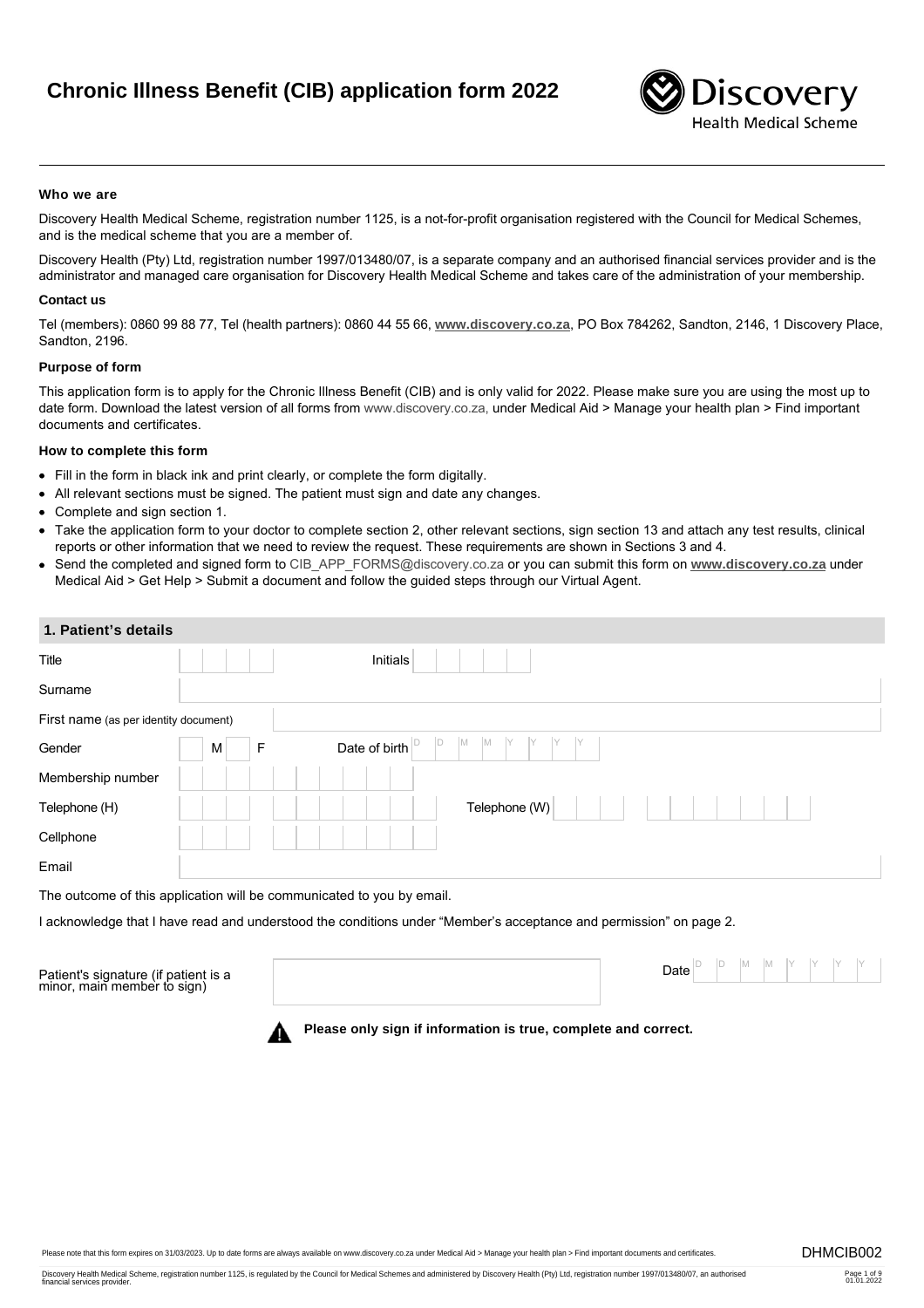# Chronic Illness Benefit (CIB) application form 2022

Discovery Health Medical Scheme

**Who we are**

Discovery Health Medical Scheme, registration number 1125, is a not-for-profit organisation registered with the Council for Medical Schemes, and is the medical scheme that you are a member of.

Discovery Health (Pty) Ltd, registration number 1997/013480/07, is a separate company and an authorised financial services provider and is the administrator and managed care organisation for Discovery Health Medical Scheme and takes care of the administration of your membership.

**Contact us**

Tel (members): 0860 99 88 77, Tel (health partners): 0860 44 55 66, **www.discovery.co.za**, PO Box 784262, Sandton, 2146, 1 Discovery Place, Sandton, 2196.

**Purpose of form**

This application form is to apply for the Chronic Illness Benefit (CIB) and is only valid for 2022. Please make sure you are using the most up to date form. Download the latest version of all forms from www.discovery.co.za, under Medical Aid > Manage your health plan > Find important documents and certificates.

**How to complete this form**

- Fill in the form in black ink and print clearly, or complete the form digitally.
- All relevant sections must be signed. The patient must sign and date any changes.
- Complete and sign section 1.
- Take the application form to your doctor to complete section 2, other relevant sections, sign section 13 and attach any test results, clinical reports or other information that we need to review the request. These requirements are shown in Sections 3 and 4.
- Send the completed and signed form to CIB_APP_FORMS@discovery.co.za or you can submit this form on **www.discovery.co.za** under Medical Aid > Get Help > Submit a document and follow the guided steps through our Virtual Agent.

## 1. Patient's details

| | | | |
|---|---|---|---|
| Title | | Initials | |
| Surname | | | |
| First name (as per identity document) | | | |
| Gender | M / F | Date of birth | D D M M Y Y Y Y |
| Membership number | | | |
| Telephone (H) | | Telephone (W) | |
| Cellphone | | | |
| Email | | | |

The outcome of this application will be communicated to you by email.

I acknowledge that I have read and understood the conditions under "Member's acceptance and permission" on page 2.

| | | | |
|---|---|---|---|
| Patient's signature (if patient is a minor, main member to sign) | | Date | D D M M Y Y Y Y |

**Please only sign if information is true, complete and correct.**

Please note that this form expires on 31/03/2023. Up to date forms are always available on www.discovery.co.za under Medical Aid > Manage your health plan > Find important documents and certificates.

DHMCIB002

Discovery Health Medical Scheme, registration number 1125, is regulated by the Council for Medical Schemes and administered by Discovery Health (Pty) Ltd, registration number 1997/013480/07, an authorised financial services provider.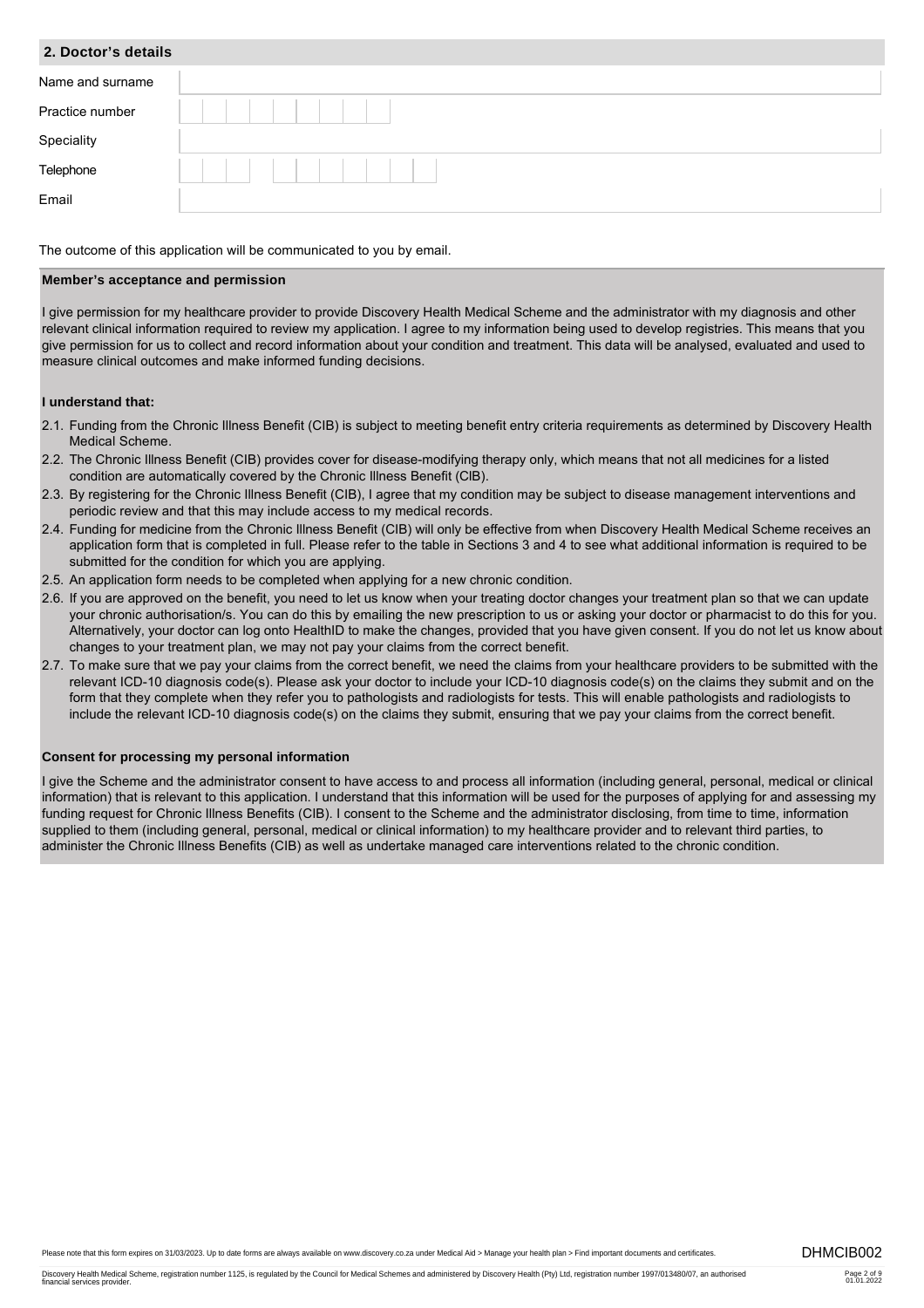## 2. Doctor's details

| | |
|---|---|
| Name and surname | |
| Practice number | |
| Speciality | |
| Telephone | |
| Email | |

The outcome of this application will be communicated to you by email.

**Member's acceptance and permission**

I give permission for my healthcare provider to provide Discovery Health Medical Scheme and the administrator with my diagnosis and other relevant clinical information required to review my application. I agree to my information being used to develop registries. This means that you give permission for us to collect and record information about your condition and treatment. This data will be analysed, evaluated and used to measure clinical outcomes and make informed funding decisions.

**I understand that:**

2.1. Funding from the Chronic Illness Benefit (CIB) is subject to meeting benefit entry criteria requirements as determined by Discovery Health Medical Scheme.

2.2. The Chronic Illness Benefit (CIB) provides cover for disease-modifying therapy only, which means that not all medicines for a listed condition are automatically covered by the Chronic Illness Benefit (CIB).

2.3. By registering for the Chronic Illness Benefit (CIB), I agree that my condition may be subject to disease management interventions and periodic review and that this may include access to my medical records.

2.4. Funding for medicine from the Chronic Illness Benefit (CIB) will only be effective from when Discovery Health Medical Scheme receives an application form that is completed in full. Please refer to the table in Sections 3 and 4 to see what additional information is required to be submitted for the condition for which you are applying.

2.5. An application form needs to be completed when applying for a new chronic condition.

2.6. If you are approved on the benefit, you need to let us know when your treating doctor changes your treatment plan so that we can update your chronic authorisation/s. You can do this by emailing the new prescription to us or asking your doctor or pharmacist to do this for you. Alternatively, your doctor can log onto HealthID to make the changes, provided that you have given consent. If you do not let us know about changes to your treatment plan, we may not pay your claims from the correct benefit.

2.7. To make sure that we pay your claims from the correct benefit, we need the claims from your healthcare providers to be submitted with the relevant ICD-10 diagnosis code(s). Please ask your doctor to include your ICD-10 diagnosis code(s) on the claims they submit and on the form that they complete when they refer you to pathologists and radiologists for tests. This will enable pathologists and radiologists to include the relevant ICD-10 diagnosis code(s) on the claims they submit, ensuring that we pay your claims from the correct benefit.

**Consent for processing my personal information**

I give the Scheme and the administrator consent to have access to and process all information (including general, personal, medical or clinical information) that is relevant to this application. I understand that this information will be used for the purposes of applying for and assessing my funding request for Chronic Illness Benefits (CIB). I consent to the Scheme and the administrator disclosing, from time to time, information supplied to them (including general, personal, medical or clinical information) to my healthcare provider and to relevant third parties, to administer the Chronic Illness Benefits (CIB) as well as undertake managed care interventions related to the chronic condition.

Please note that this form expires on 31/03/2023. Up to date forms are always available on www.discovery.co.za under Medical Aid > Manage your health plan > Find important documents and certificates.

DHMCIB002

Discovery Health Medical Scheme, registration number 1125, is regulated by the Council for Medical Schemes and administered by Discovery Health (Pty) Ltd, registration number 1997/013480/07, an authorised financial services provider.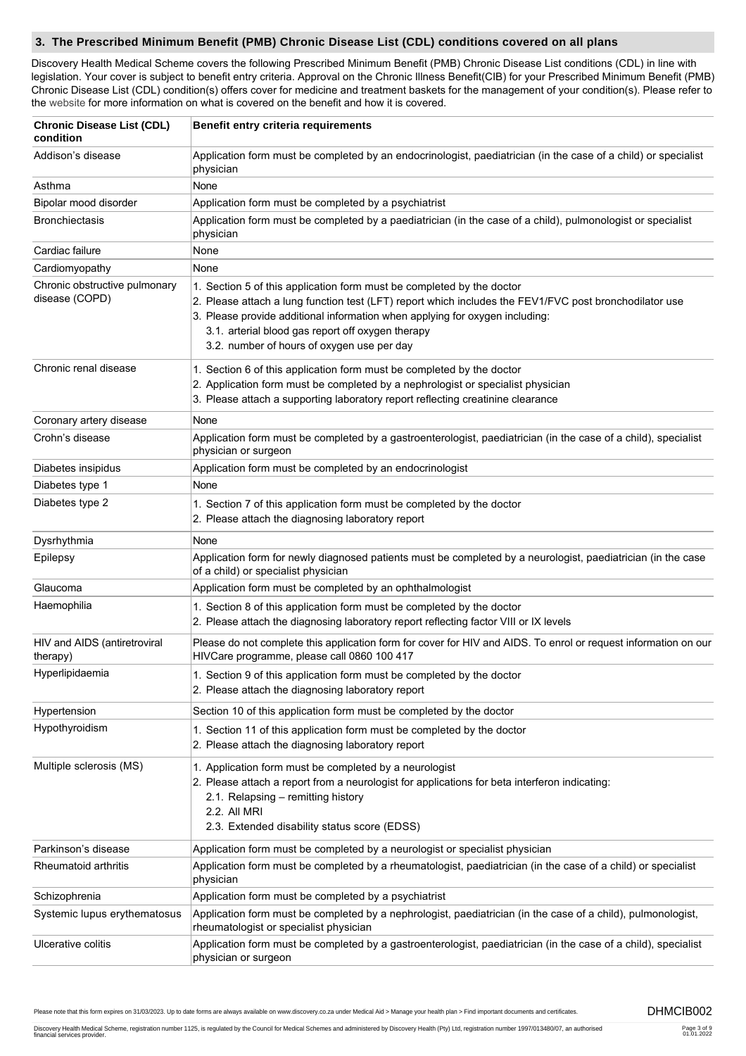## 3. The Prescribed Minimum Benefit (PMB) Chronic Disease List (CDL) conditions covered on all plans

Discovery Health Medical Scheme covers the following Prescribed Minimum Benefit (PMB) Chronic Disease List conditions (CDL) in line with legislation. Your cover is subject to benefit entry criteria. Approval on the Chronic Illness Benefit(CIB) for your Prescribed Minimum Benefit (PMB) Chronic Disease List (CDL) condition(s) offers cover for medicine and treatment baskets for the management of your condition(s). Please refer to the website for more information on what is covered on the benefit and how it is covered.

| Chronic Disease List (CDL) condition | Benefit entry criteria requirements |
|---|---|
| Addison's disease | Application form must be completed by an endocrinologist, paediatrician (in the case of a child) or specialist physician |
| Asthma | None |
| Bipolar mood disorder | Application form must be completed by a psychiatrist |
| Bronchiectasis | Application form must be completed by a paediatrician (in the case of a child), pulmonologist or specialist physician |
| Cardiac failure | None |
| Cardiomyopathy | None |
| Chronic obstructive pulmonary disease (COPD) | 1. Section 5 of this application form must be completed by the doctor<br>2. Please attach a lung function test (LFT) report which includes the FEV1/FVC post bronchodilator use<br>3. Please provide additional information when applying for oxygen including:<br>3.1. arterial blood gas report off oxygen therapy<br>3.2. number of hours of oxygen use per day |
| Chronic renal disease | 1. Section 6 of this application form must be completed by the doctor<br>2. Application form must be completed by a nephrologist or specialist physician<br>3. Please attach a supporting laboratory report reflecting creatinine clearance |
| Coronary artery disease | None |
| Crohn's disease | Application form must be completed by a gastroenterologist, paediatrician (in the case of a child), specialist physician or surgeon |
| Diabetes insipidus | Application form must be completed by an endocrinologist |
| Diabetes type 1 | None |
| Diabetes type 2 | 1. Section 7 of this application form must be completed by the doctor<br>2. Please attach the diagnosing laboratory report |
| Dysrhythmia | None |
| Epilepsy | Application form for newly diagnosed patients must be completed by a neurologist, paediatrician (in the case of a child) or specialist physician |
| Glaucoma | Application form must be completed by an ophthalmologist |
| Haemophilia | 1. Section 8 of this application form must be completed by the doctor<br>2. Please attach the diagnosing laboratory report reflecting factor VIII or IX levels |
| HIV and AIDS (antiretroviral therapy) | Please do not complete this application form for cover for HIV and AIDS. To enrol or request information on our HIVCare programme, please call 0860 100 417 |
| Hyperlipidaemia | 1. Section 9 of this application form must be completed by the doctor<br>2. Please attach the diagnosing laboratory report |
| Hypertension | Section 10 of this application form must be completed by the doctor |
| Hypothyroidism | 1. Section 11 of this application form must be completed by the doctor<br>2. Please attach the diagnosing laboratory report |
| Multiple sclerosis (MS) | 1. Application form must be completed by a neurologist<br>2. Please attach a report from a neurologist for applications for beta interferon indicating:<br>2.1. Relapsing – remitting history<br>2.2. All MRI<br>2.3. Extended disability status score (EDSS) |
| Parkinson's disease | Application form must be completed by a neurologist or specialist physician |
| Rheumatoid arthritis | Application form must be completed by a rheumatologist, paediatrician (in the case of a child) or specialist physician |
| Schizophrenia | Application form must be completed by a psychiatrist |
| Systemic lupus erythematosus | Application form must be completed by a nephrologist, paediatrician (in the case of a child), pulmonologist, rheumatologist or specialist physician |
| Ulcerative colitis | Application form must be completed by a gastroenterologist, paediatrician (in the case of a child), specialist physician or surgeon |

Please note that this form expires on 31/03/2023. Up to date forms are always available on www.discovery.co.za under Medical Aid > Manage your health plan > Find important documents and certificates.

DHMCIB002

Discovery Health Medical Scheme, registration number 1125, is regulated by the Council for Medical Schemes and administered by Discovery Health (Pty) Ltd, registration number 1997/013480/07, an authorised financial services provider.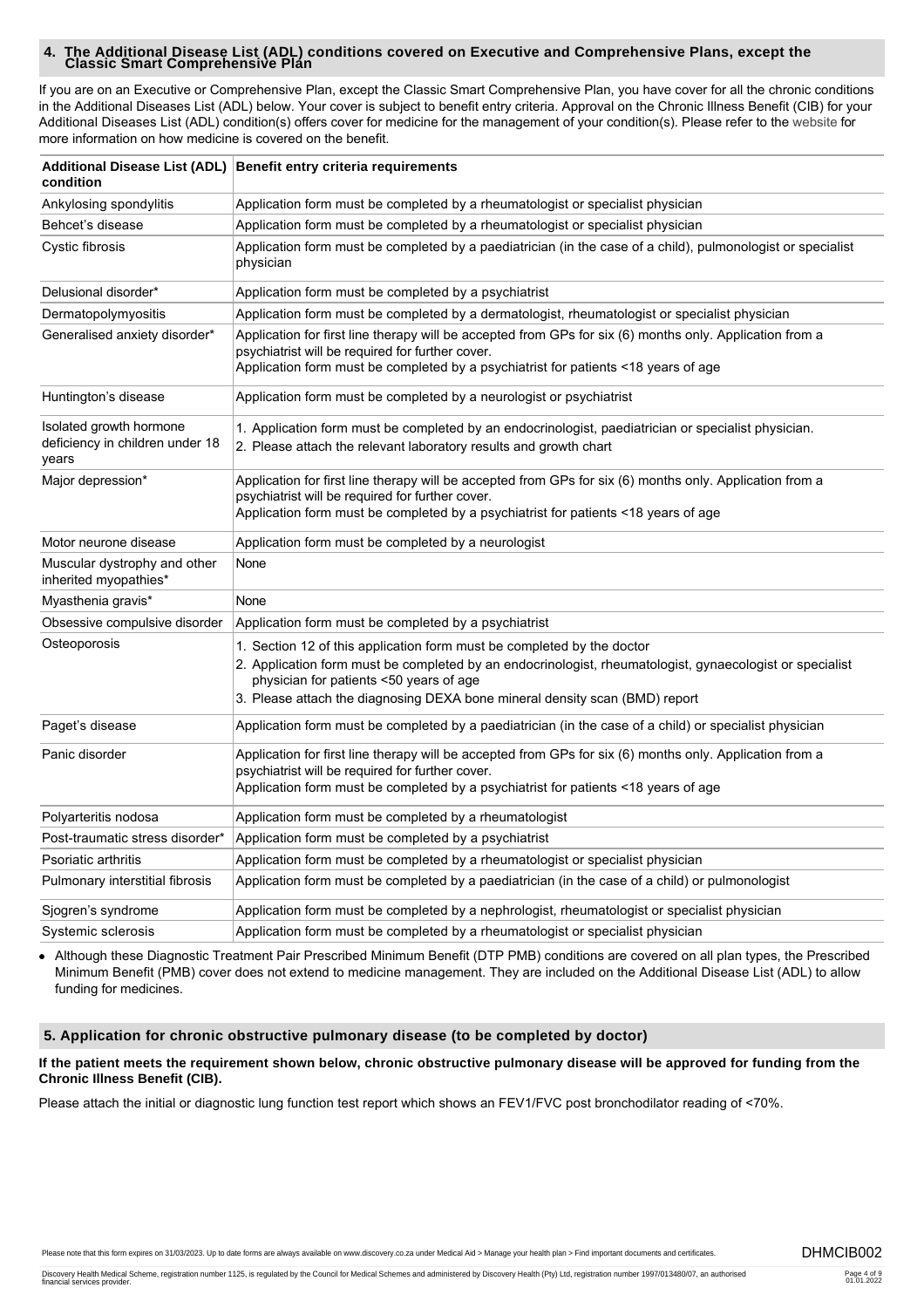## 4. The Additional Disease List (ADL) conditions covered on Executive and Comprehensive Plans, except the Classic Smart Comprehensive Plan

If you are on an Executive or Comprehensive Plan, except the Classic Smart Comprehensive Plan, you have cover for all the chronic conditions in the Additional Diseases List (ADL) below. Your cover is subject to benefit entry criteria. Approval on the Chronic Illness Benefit (CIB) for your Additional Diseases List (ADL) condition(s) offers cover for medicine for the management of your condition(s). Please refer to the website for more information on how medicine is covered on the benefit.

| Additional Disease List (ADL) condition | Benefit entry criteria requirements |
|---|---|
| Ankylosing spondylitis | Application form must be completed by a rheumatologist or specialist physician |
| Behcet's disease | Application form must be completed by a rheumatologist or specialist physician |
| Cystic fibrosis | Application form must be completed by a paediatrician (in the case of a child), pulmonologist or specialist physician |
| Delusional disorder* | Application form must be completed by a psychiatrist |
| Dermatopolymyositis | Application form must be completed by a dermatologist, rheumatologist or specialist physician |
| Generalised anxiety disorder* | Application for first line therapy will be accepted from GPs for six (6) months only. Application from a psychiatrist will be required for further cover.<br>Application form must be completed by a psychiatrist for patients <18 years of age |
| Huntington's disease | Application form must be completed by a neurologist or psychiatrist |
| Isolated growth hormone deficiency in children under 18 years | 1. Application form must be completed by an endocrinologist, paediatrician or specialist physician.<br>2. Please attach the relevant laboratory results and growth chart |
| Major depression* | Application for first line therapy will be accepted from GPs for six (6) months only. Application from a psychiatrist will be required for further cover.<br>Application form must be completed by a psychiatrist for patients <18 years of age |
| Motor neurone disease | Application form must be completed by a neurologist |
| Muscular dystrophy and other inherited myopathies* | None |
| Myasthenia gravis* | None |
| Obsessive compulsive disorder | Application form must be completed by a psychiatrist |
| Osteoporosis | 1. Section 12 of this application form must be completed by the doctor<br>2. Application form must be completed by an endocrinologist, rheumatologist, gynaecologist or specialist physician for patients <50 years of age<br>3. Please attach the diagnosing DEXA bone mineral density scan (BMD) report |
| Paget's disease | Application form must be completed by a paediatrician (in the case of a child) or specialist physician |
| Panic disorder | Application for first line therapy will be accepted from GPs for six (6) months only. Application from a psychiatrist will be required for further cover.<br>Application form must be completed by a psychiatrist for patients <18 years of age |
| Polyarteritis nodosa | Application form must be completed by a rheumatologist |
| Post-traumatic stress disorder* | Application form must be completed by a psychiatrist |
| Psoriatic arthritis | Application form must be completed by a rheumatologist or specialist physician |
| Pulmonary interstitial fibrosis | Application form must be completed by a paediatrician (in the case of a child) or pulmonologist |
| Sjogren's syndrome | Application form must be completed by a nephrologist, rheumatologist or specialist physician |
| Systemic sclerosis | Application form must be completed by a rheumatologist or specialist physician |

- Although these Diagnostic Treatment Pair Prescribed Minimum Benefit (DTP PMB) conditions are covered on all plan types, the Prescribed Minimum Benefit (PMB) cover does not extend to medicine management. They are included on the Additional Disease List (ADL) to allow funding for medicines.

## 5. Application for chronic obstructive pulmonary disease (to be completed by doctor)

**If the patient meets the requirement shown below, chronic obstructive pulmonary disease will be approved for funding from the Chronic Illness Benefit (CIB).**

Please attach the initial or diagnostic lung function test report which shows an FEV1/FVC post bronchodilator reading of <70%.

Please note that this form expires on 31/03/2023. Up to date forms are always available on www.discovery.co.za under Medical Aid > Manage your health plan > Find important documents and certificates.

DHMCIB002

Discovery Health Medical Scheme, registration number 1125, is regulated by the Council for Medical Schemes and administered by Discovery Health (Pty) Ltd, registration number 1997/013480/07, an authorised financial services provider.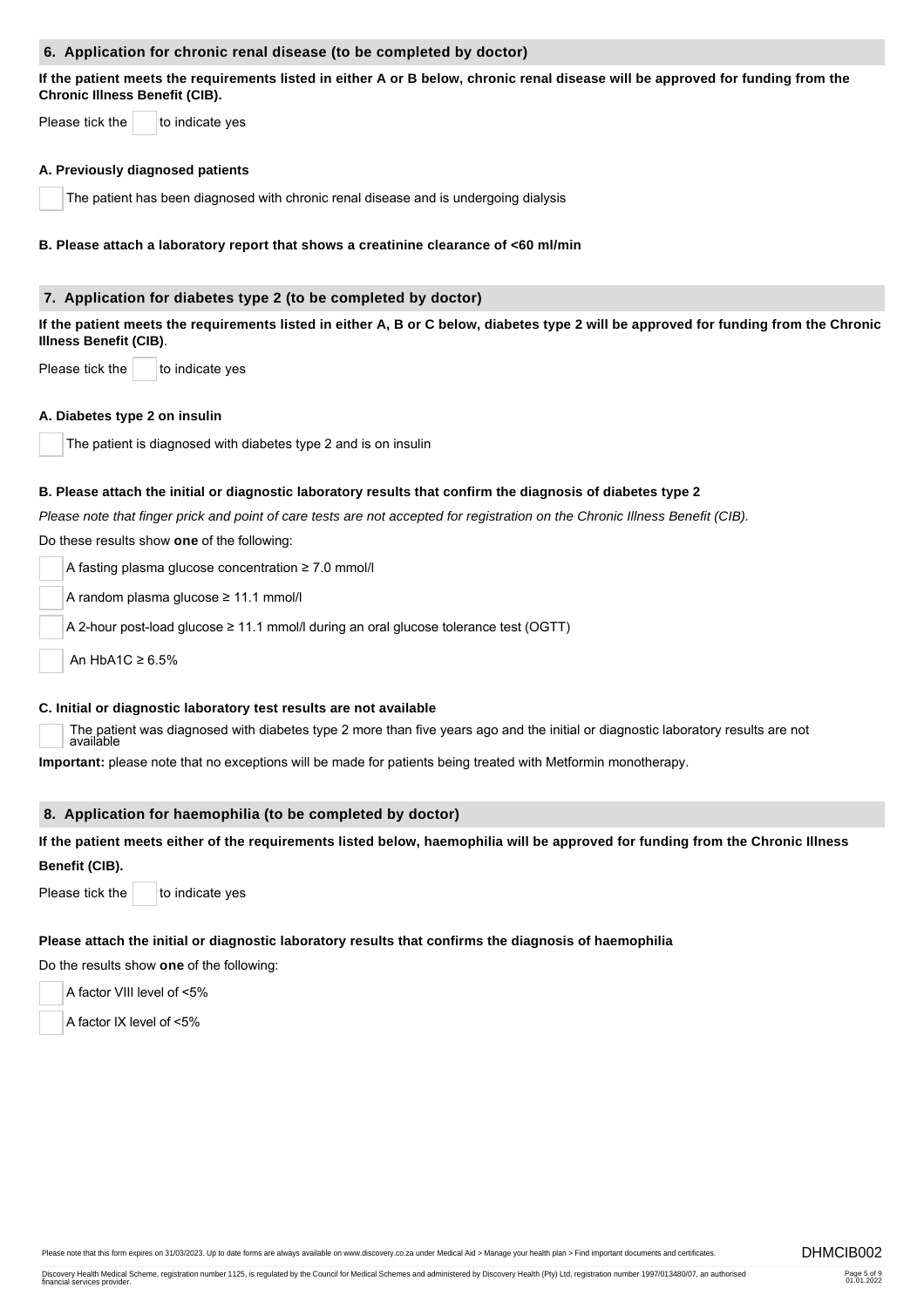## 6. Application for chronic renal disease (to be completed by doctor)

**If the patient meets the requirements listed in either A or B below, chronic renal disease will be approved for funding from the Chronic Illness Benefit (CIB).**

Please tick the ☐ to indicate yes

**A. Previously diagnosed patients**

☐ The patient has been diagnosed with chronic renal disease and is undergoing dialysis

**B. Please attach a laboratory report that shows a creatinine clearance of <60 ml/min**

## 7. Application for diabetes type 2 (to be completed by doctor)

**If the patient meets the requirements listed in either A, B or C below, diabetes type 2 will be approved for funding from the Chronic Illness Benefit (CIB)**.

Please tick the ☐ to indicate yes

**A. Diabetes type 2 on insulin**

☐ The patient is diagnosed with diabetes type 2 and is on insulin

**B. Please attach the initial or diagnostic laboratory results that confirm the diagnosis of diabetes type 2**

*Please note that finger prick and point of care tests are not accepted for registration on the Chronic Illness Benefit (CIB).*

Do these results show **one** of the following:

☐ A fasting plasma glucose concentration ≥ 7.0 mmol/l

☐ A random plasma glucose ≥ 11.1 mmol/l

☐ A 2-hour post-load glucose ≥ 11.1 mmol/l during an oral glucose tolerance test (OGTT)

☐ An HbA1C ≥ 6.5%

**C. Initial or diagnostic laboratory test results are not available**

☐ The patient was diagnosed with diabetes type 2 more than five years ago and the initial or diagnostic laboratory results are not available

**Important:** please note that no exceptions will be made for patients being treated with Metformin monotherapy.

## 8. Application for haemophilia (to be completed by doctor)

**If the patient meets either of the requirements listed below, haemophilia will be approved for funding from the Chronic Illness Benefit (CIB).**

Please tick the ☐ to indicate yes

**Please attach the initial or diagnostic laboratory results that confirms the diagnosis of haemophilia**

Do the results show **one** of the following:

☐ A factor VIII level of <5%

☐ A factor IX level of <5%

Please note that this form expires on 31/03/2023. Up to date forms are always available on www.discovery.co.za under Medical Aid > Manage your health plan > Find important documents and certificates.

DHMCIB002

Discovery Health Medical Scheme, registration number 1125, is regulated by the Council for Medical Schemes and administered by Discovery Health (Pty) Ltd, registration number 1997/013480/07, an authorised financial services provider.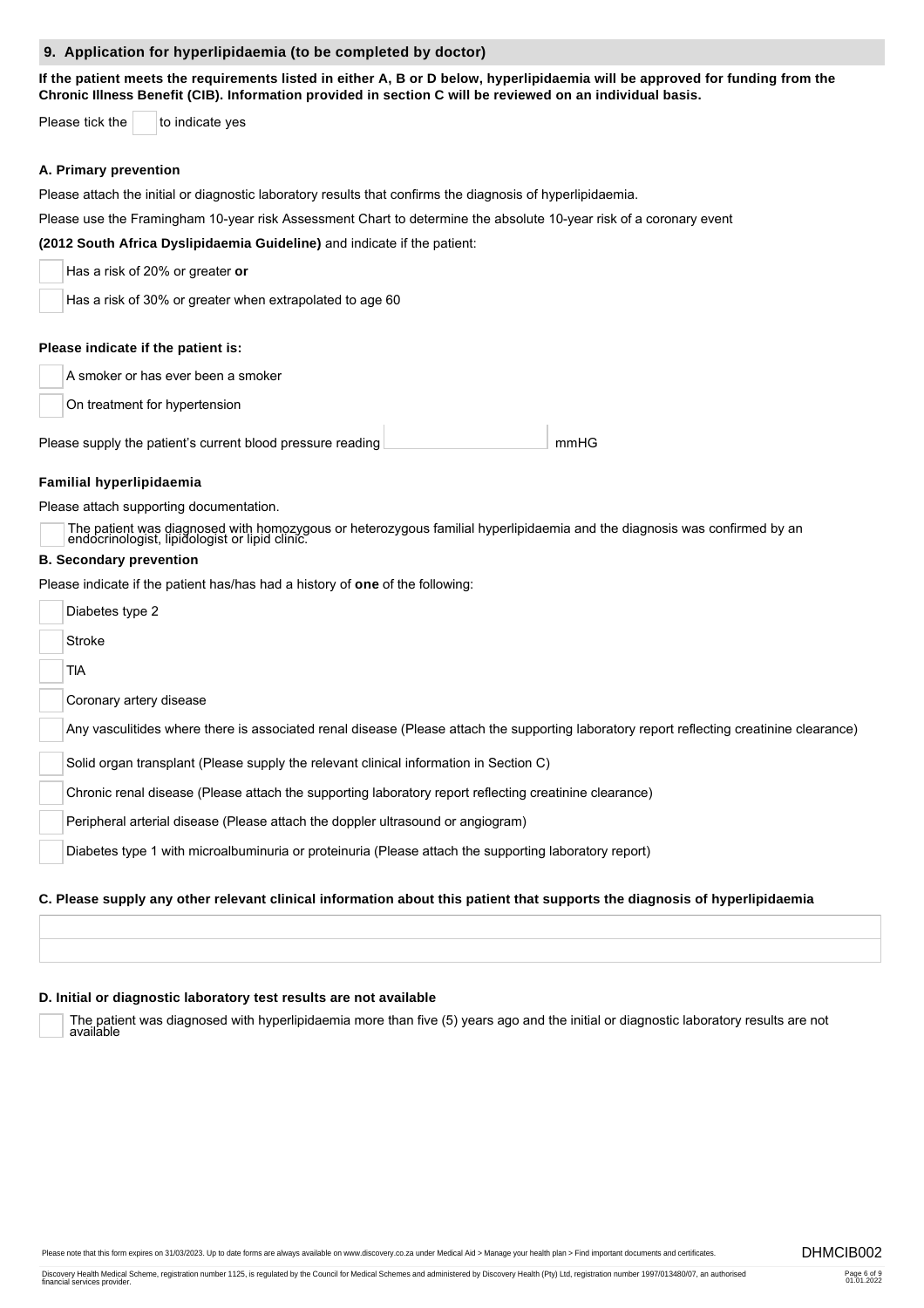## 9. Application for hyperlipidaemia (to be completed by doctor)

**If the patient meets the requirements listed in either A, B or D below, hyperlipidaemia will be approved for funding from the Chronic Illness Benefit (CIB). Information provided in section C will be reviewed on an individual basis.**

Please tick the ☐ to indicate yes

### A. Primary prevention

Please attach the initial or diagnostic laboratory results that confirms the diagnosis of hyperlipidaemia.

Please use the Framingham 10-year risk Assessment Chart to determine the absolute 10-year risk of a coronary event

**(2012 South Africa Dyslipidaemia Guideline)** and indicate if the patient:

- ☐ Has a risk of 20% or greater **or**
- ☐ Has a risk of 30% or greater when extrapolated to age 60

**Please indicate if the patient is:**

- ☐ A smoker or has ever been a smoker
- ☐ On treatment for hypertension

Please supply the patient's current blood pressure reading __________ mmHG

**Familial hyperlipidaemia**

Please attach supporting documentation.

- ☐ The patient was diagnosed with homozygous or heterozygous familial hyperlipidaemia and the diagnosis was confirmed by an endocrinologist, lipidologist or lipid clinic.

### B. Secondary prevention

Please indicate if the patient has/has had a history of **one** of the following:

- ☐ Diabetes type 2
- ☐ Stroke
- ☐ TIA
- ☐ Coronary artery disease
- ☐ Any vasculitides where there is associated renal disease (Please attach the supporting laboratory report reflecting creatinine clearance)
- ☐ Solid organ transplant (Please supply the relevant clinical information in Section C)
- ☐ Chronic renal disease (Please attach the supporting laboratory report reflecting creatinine clearance)
- ☐ Peripheral arterial disease (Please attach the doppler ultrasound or angiogram)
- ☐ Diabetes type 1 with microalbuminuria or proteinuria (Please attach the supporting laboratory report)

### C. Please supply any other relevant clinical information about this patient that supports the diagnosis of hyperlipidaemia

__________

__________

### D. Initial or diagnostic laboratory test results are not available

- ☐ The patient was diagnosed with hyperlipidaemia more than five (5) years ago and the initial or diagnostic laboratory results are not available

Please note that this form expires on 31/03/2023. Up to date forms are always available on www.discovery.co.za under Medical Aid > Manage your health plan > Find important documents and certificates.

DHMCIB002

Discovery Health Medical Scheme, registration number 1125, is regulated by the Council for Medical Schemes and administered by Discovery Health (Pty) Ltd, registration number 1997/013480/07, an authorised financial services provider.

01.01.2022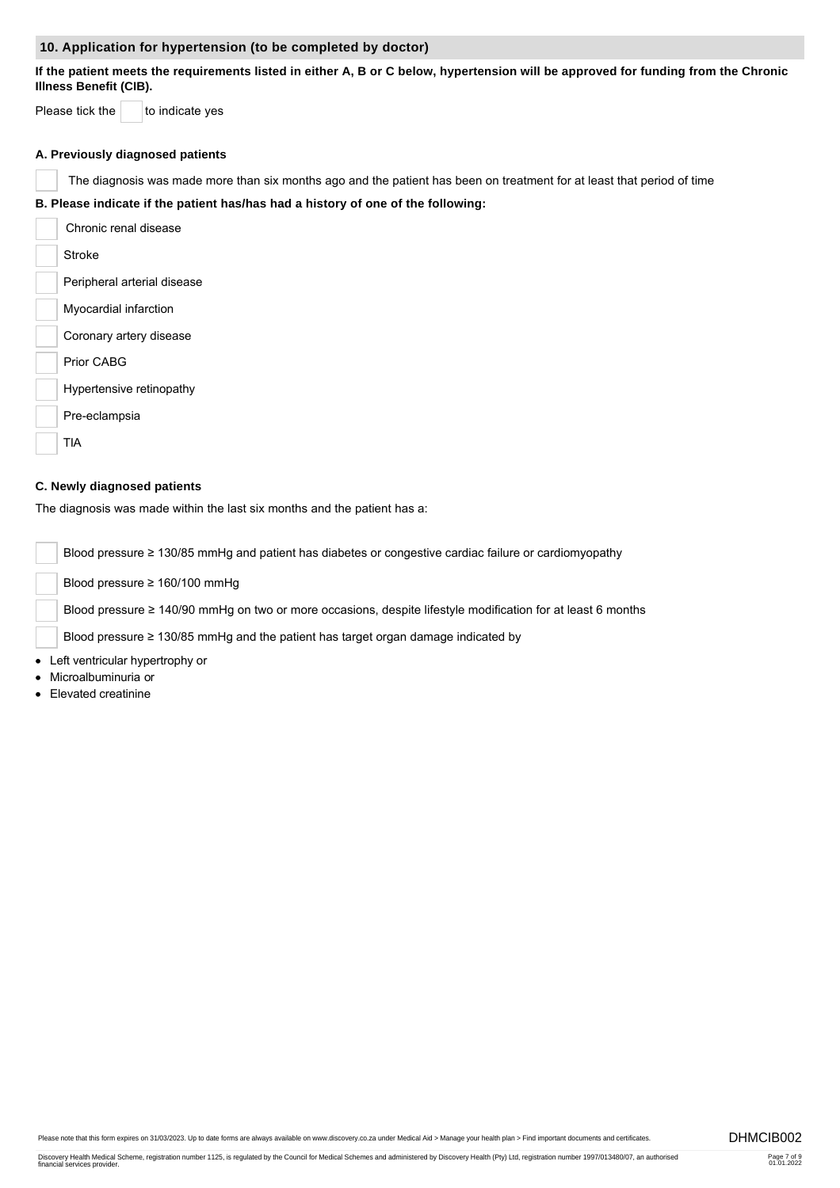## 10. Application for hypertension (to be completed by doctor)

**If the patient meets the requirements listed in either A, B or C below, hypertension will be approved for funding from the Chronic Illness Benefit (CIB).**

Please tick the ☐ to indicate yes

### A. Previously diagnosed patients

☐ The diagnosis was made more than six months ago and the patient has been on treatment for at least that period of time

### B. Please indicate if the patient has/has had a history of one of the following:

☐ Chronic renal disease

☐ Stroke

☐ Peripheral arterial disease

☐ Myocardial infarction

☐ Coronary artery disease

☐ Prior CABG

☐ Hypertensive retinopathy

☐ Pre-eclampsia

☐ TIA

### C. Newly diagnosed patients

The diagnosis was made within the last six months and the patient has a:

☐ Blood pressure ≥ 130/85 mmHg and patient has diabetes or congestive cardiac failure or cardiomyopathy

☐ Blood pressure ≥ 160/100 mmHg

☐ Blood pressure ≥ 140/90 mmHg on two or more occasions, despite lifestyle modification for at least 6 months

☐ Blood pressure ≥ 130/85 mmHg and the patient has target organ damage indicated by

- Left ventricular hypertrophy or
- Microalbuminuria or
- Elevated creatinine

Please note that this form expires on 31/03/2023. Up to date forms are always available on www.discovery.co.za under Medical Aid > Manage your health plan > Find important documents and certificates.

DHMCIB002

Discovery Health Medical Scheme, registration number 1125, is regulated by the Council for Medical Schemes and administered by Discovery Health (Pty) Ltd, registration number 1997/013480/07, an authorised financial services provider.

01.01.2022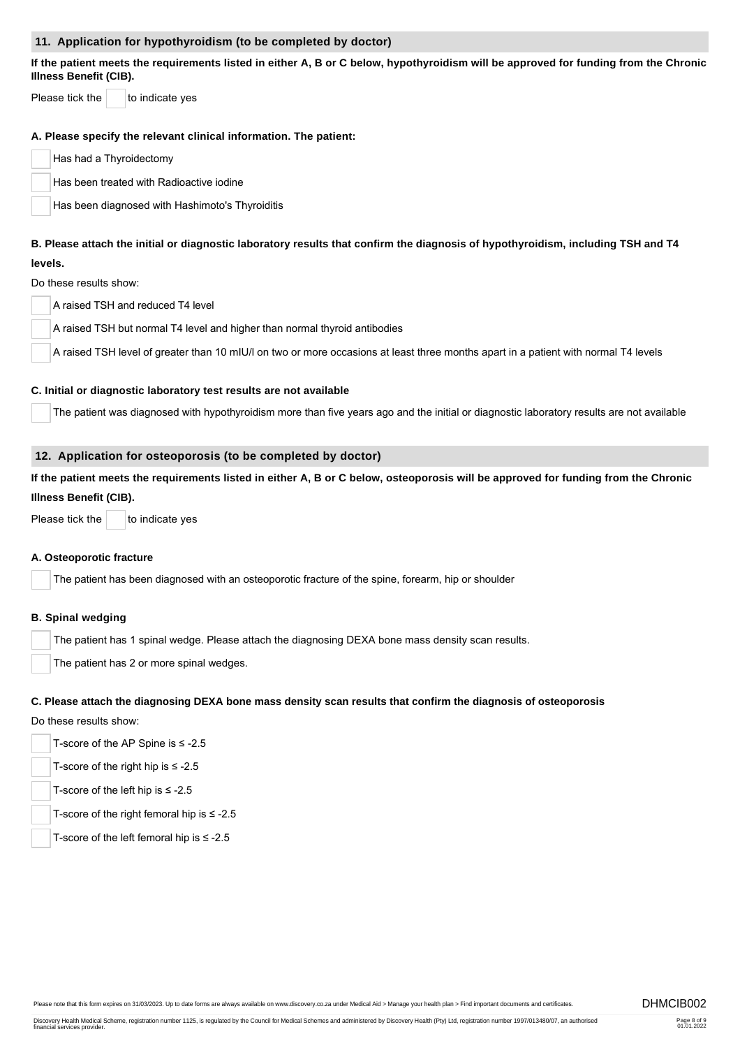## 11. Application for hypothyroidism (to be completed by doctor)

**If the patient meets the requirements listed in either A, B or C below, hypothyroidism will be approved for funding from the Chronic Illness Benefit (CIB).**

Please tick the ☐ to indicate yes

**A. Please specify the relevant clinical information. The patient:**

- ☐ Has had a Thyroidectomy
- ☐ Has been treated with Radioactive iodine
- ☐ Has been diagnosed with Hashimoto's Thyroiditis

**B. Please attach the initial or diagnostic laboratory results that confirm the diagnosis of hypothyroidism, including TSH and T4 levels.**

Do these results show:

- ☐ A raised TSH and reduced T4 level
- ☐ A raised TSH but normal T4 level and higher than normal thyroid antibodies
- ☐ A raised TSH level of greater than 10 mIU/l on two or more occasions at least three months apart in a patient with normal T4 levels

**C. Initial or diagnostic laboratory test results are not available**

- ☐ The patient was diagnosed with hypothyroidism more than five years ago and the initial or diagnostic laboratory results are not available

## 12. Application for osteoporosis (to be completed by doctor)

**If the patient meets the requirements listed in either A, B or C below, osteoporosis will be approved for funding from the Chronic Illness Benefit (CIB).**

Please tick the ☐ to indicate yes

**A. Osteoporotic fracture**

- ☐ The patient has been diagnosed with an osteoporotic fracture of the spine, forearm, hip or shoulder

**B. Spinal wedging**

- ☐ The patient has 1 spinal wedge. Please attach the diagnosing DEXA bone mass density scan results.
- ☐ The patient has 2 or more spinal wedges.

**C. Please attach the diagnosing DEXA bone mass density scan results that confirm the diagnosis of osteoporosis**

Do these results show:

- ☐ T-score of the AP Spine is ≤ -2.5
- ☐ T-score of the right hip is ≤ -2.5
- ☐ T-score of the left hip is ≤ -2.5
- ☐ T-score of the right femoral hip is ≤ -2.5
- ☐ T-score of the left femoral hip is ≤ -2.5

Please note that this form expires on 31/03/2023. Up to date forms are always available on www.discovery.co.za under Medical Aid > Manage your health plan > Find important documents and certificates.

DHMCIB002

Discovery Health Medical Scheme, registration number 1125, is regulated by the Council for Medical Schemes and administered by Discovery Health (Pty) Ltd, registration number 1997/013480/07, an authorised financial services provider.

01.01.2022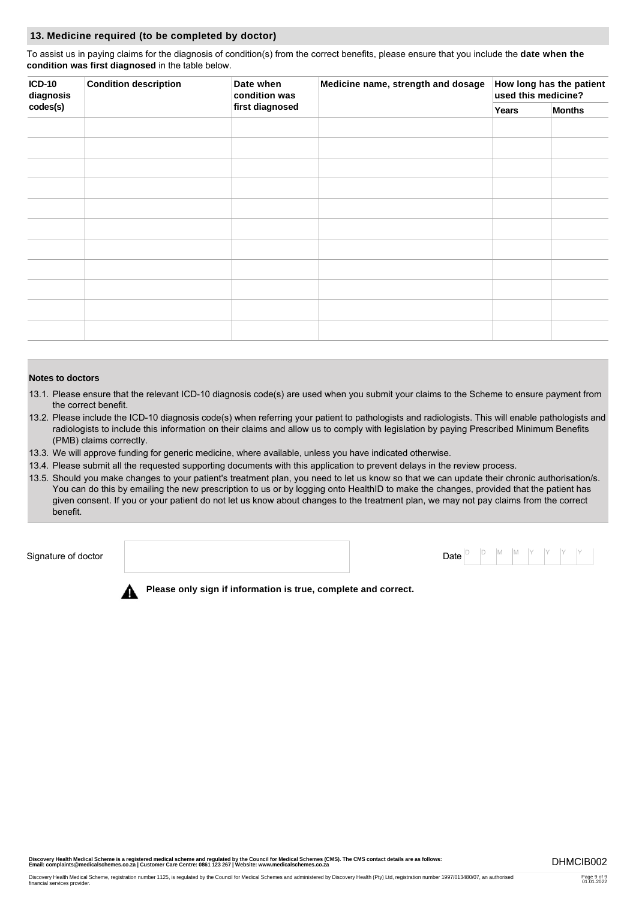## 13. Medicine required (to be completed by doctor)

To assist us in paying claims for the diagnosis of condition(s) from the correct benefits, please ensure that you include the **date when the condition was first diagnosed** in the table below.

| ICD-10 diagnosis codes(s) | Condition description | Date when condition was first diagnosed | Medicine name, strength and dosage | How long has the patient used this medicine? | |
|---|---|---|---|---|---|
| | | | | **Years** | **Months** |
| | | | | | |
| | | | | | |
| | | | | | |
| | | | | | |
| | | | | | |
| | | | | | |
| | | | | | |
| | | | | | |
| | | | | | |
| | | | | | |
| | | | | | |

**Notes to doctors**

13.1. Please ensure that the relevant ICD-10 diagnosis code(s) are used when you submit your claims to the Scheme to ensure payment from the correct benefit.

13.2. Please include the ICD-10 diagnosis code(s) when referring your patient to pathologists and radiologists. This will enable pathologists and radiologists to include this information on their claims and allow us to comply with legislation by paying Prescribed Minimum Benefits (PMB) claims correctly.

13.3. We will approve funding for generic medicine, where available, unless you have indicated otherwise.

13.4. Please submit all the requested supporting documents with this application to prevent delays in the review process.

13.5. Should you make changes to your patient's treatment plan, you need to let us know so that we can update their chronic authorisation/s. You can do this by emailing the new prescription to us or by logging onto HealthID to make the changes, provided that the patient has given consent. If you or your patient do not let us know about changes to the treatment plan, we may not pay claims from the correct benefit.

Signature of doctor ______________________ Date D D M M Y Y Y Y

**Please only sign if information is true, complete and correct.**

**Discovery Health Medical Scheme is a registered medical scheme and regulated by the Council for Medical Schemes (CMS). The CMS contact details are as follows:**
**Email: complaints@medicalschemes.co.za | Customer Care Centre: 0861 123 267 | Website: www.medicalschemes.co.za**

DHMCIB002

Discovery Health Medical Scheme, registration number 1125, is regulated by the Council for Medical Schemes and administered by Discovery Health (Pty) Ltd, registration number 1997/013480/07, an authorised financial services provider.

01.01.2022